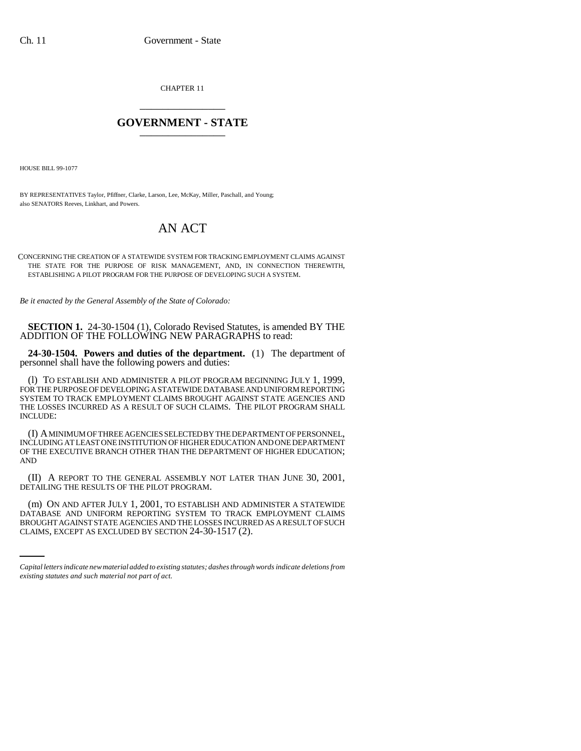CHAPTER 11

# GOVERNMENT - STATE

HOUSE BILL 99-1077

BY REPRESENTATIVES Taylor, Pfiffner, Clarke, Larson, Lee, McKay, Miller, Paschall, and Young;
also SENATORS Reeves, Linkhart, and Powers.

# AN ACT

CONCERNING THE CREATION OF A STATEWIDE SYSTEM FOR TRACKING EMPLOYMENT CLAIMS AGAINST THE STATE FOR THE PURPOSE OF RISK MANAGEMENT, AND, IN CONNECTION THEREWITH, ESTABLISHING A PILOT PROGRAM FOR THE PURPOSE OF DEVELOPING SUCH A SYSTEM.

*Be it enacted by the General Assembly of the State of Colorado:*

**SECTION 1.** 24-30-1504 (1), Colorado Revised Statutes, is amended BY THE ADDITION OF THE FOLLOWING NEW PARAGRAPHS to read:

**24-30-1504. Powers and duties of the department.** (1) The department of personnel shall have the following powers and duties:

(l) TO ESTABLISH AND ADMINISTER A PILOT PROGRAM BEGINNING JULY 1, 1999, FOR THE PURPOSE OF DEVELOPING A STATEWIDE DATABASE AND UNIFORM REPORTING SYSTEM TO TRACK EMPLOYMENT CLAIMS BROUGHT AGAINST STATE AGENCIES AND THE LOSSES INCURRED AS A RESULT OF SUCH CLAIMS. THE PILOT PROGRAM SHALL INCLUDE:

(I) A MINIMUM OF THREE AGENCIES SELECTED BY THE DEPARTMENT OF PERSONNEL, INCLUDING AT LEAST ONE INSTITUTION OF HIGHER EDUCATION AND ONE DEPARTMENT OF THE EXECUTIVE BRANCH OTHER THAN THE DEPARTMENT OF HIGHER EDUCATION; AND

(II) A REPORT TO THE GENERAL ASSEMBLY NOT LATER THAN JUNE 30, 2001, DETAILING THE RESULTS OF THE PILOT PROGRAM.

(m) ON AND AFTER JULY 1, 2001, TO ESTABLISH AND ADMINISTER A STATEWIDE DATABASE AND UNIFORM REPORTING SYSTEM TO TRACK EMPLOYMENT CLAIMS BROUGHT AGAINST STATE AGENCIES AND THE LOSSES INCURRED AS A RESULT OF SUCH CLAIMS, EXCEPT AS EXCLUDED BY SECTION 24-30-1517 (2).

*Capital letters indicate new material added to existing statutes; dashes through words indicate deletions from existing statutes and such material not part of act.*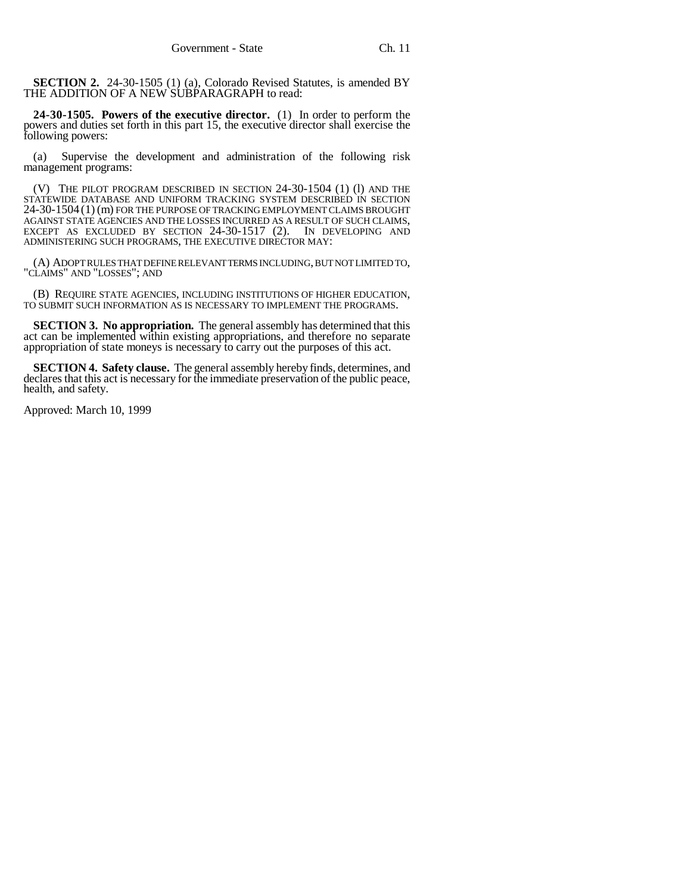**SECTION 2.** 24-30-1505 (1) (a), Colorado Revised Statutes, is amended BY THE ADDITION OF A NEW SUBPARAGRAPH to read:

**24-30-1505. Powers of the executive director.** (1) In order to perform the powers and duties set forth in this part 15, the executive director shall exercise the following powers:

(a) Supervise the development and administration of the following risk management programs:

(V) THE PILOT PROGRAM DESCRIBED IN SECTION 24-30-1504 (1) (l) AND THE STATEWIDE DATABASE AND UNIFORM TRACKING SYSTEM DESCRIBED IN SECTION 24-30-1504 (1) (m) FOR THE PURPOSE OF TRACKING EMPLOYMENT CLAIMS BROUGHT AGAINST STATE AGENCIES AND THE LOSSES INCURRED AS A RESULT OF SUCH CLAIMS, EXCEPT AS EXCLUDED BY SECTION 24-30-1517 (2). IN DEVELOPING AND ADMINISTERING SUCH PROGRAMS, THE EXECUTIVE DIRECTOR MAY:

(A) ADOPT RULES THAT DEFINE RELEVANT TERMS INCLUDING, BUT NOT LIMITED TO, "CLAIMS" AND "LOSSES"; AND

(B) REQUIRE STATE AGENCIES, INCLUDING INSTITUTIONS OF HIGHER EDUCATION, TO SUBMIT SUCH INFORMATION AS IS NECESSARY TO IMPLEMENT THE PROGRAMS.

**SECTION 3. No appropriation.** The general assembly has determined that this act can be implemented within existing appropriations, and therefore no separate appropriation of state moneys is necessary to carry out the purposes of this act.

**SECTION 4. Safety clause.** The general assembly hereby finds, determines, and declares that this act is necessary for the immediate preservation of the public peace, health, and safety.

Approved: March 10, 1999